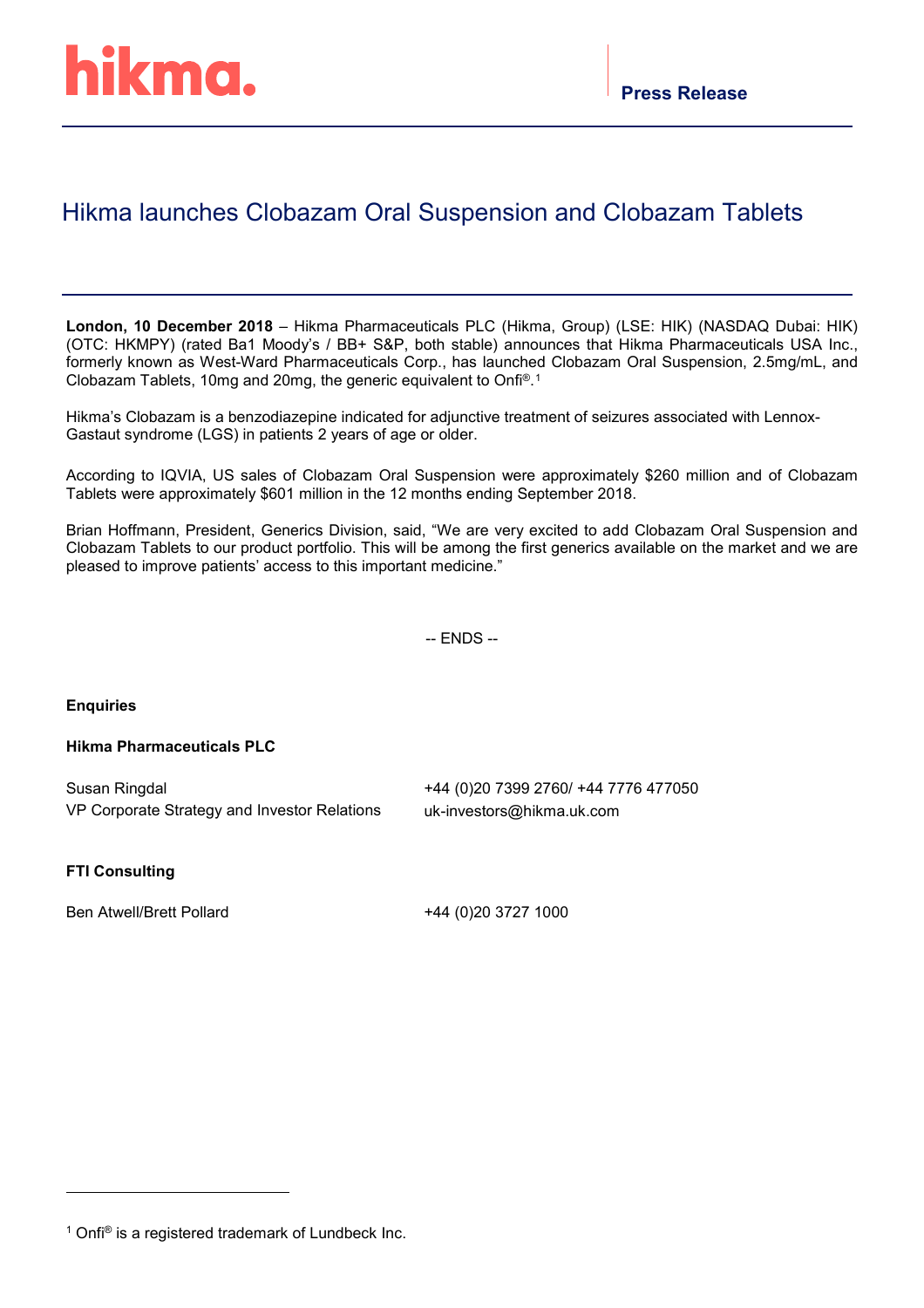**Press Release**

# Hikma launches Clobazam Oral Suspension and Clobazam Tablets

**London, 10 December 2018** – Hikma Pharmaceuticals PLC (Hikma, Group) (LSE: HIK) (NASDAQ Dubai: HIK) (OTC: HKMPY) (rated Ba1 Moody's / BB+ S&P, both stable) announces that Hikma Pharmaceuticals USA Inc., formerly known as West-Ward Pharmaceuticals Corp., has launched Clobazam Oral Suspension, 2.5mg/mL, and Clobazam Tablets, 10mg and 20mg, the generic equivalent to Onfi®.[1]

Hikma's Clobazam is a benzodiazepine indicated for adjunctive treatment of seizures associated with Lennox-Gastaut syndrome (LGS) in patients 2 years of age or older.

According to IQVIA, US sales of Clobazam Oral Suspension were approximately $260 million and of Clobazam Tablets were approximately $601 million in the 12 months ending September 2018.

Brian Hoffmann, President, Generics Division, said, "We are very excited to add Clobazam Oral Suspension and Clobazam Tablets to our product portfolio. This will be among the first generics available on the market and we are pleased to improve patients' access to this important medicine."

-- ENDS --

**Enquiries**

**Hikma Pharmaceuticals PLC**

| | |
|---|---|
| Susan Ringdal | +44 (0)20 7399 2760/ +44 7776 477050 |
| VP Corporate Strategy and Investor Relations | uk-investors@hikma.uk.com |

**FTI Consulting**

| | |
|---|---|
| Ben Atwell/Brett Pollard | +44 (0)20 3727 1000 |

---

[1] Onfi® is a registered trademark of Lundbeck Inc.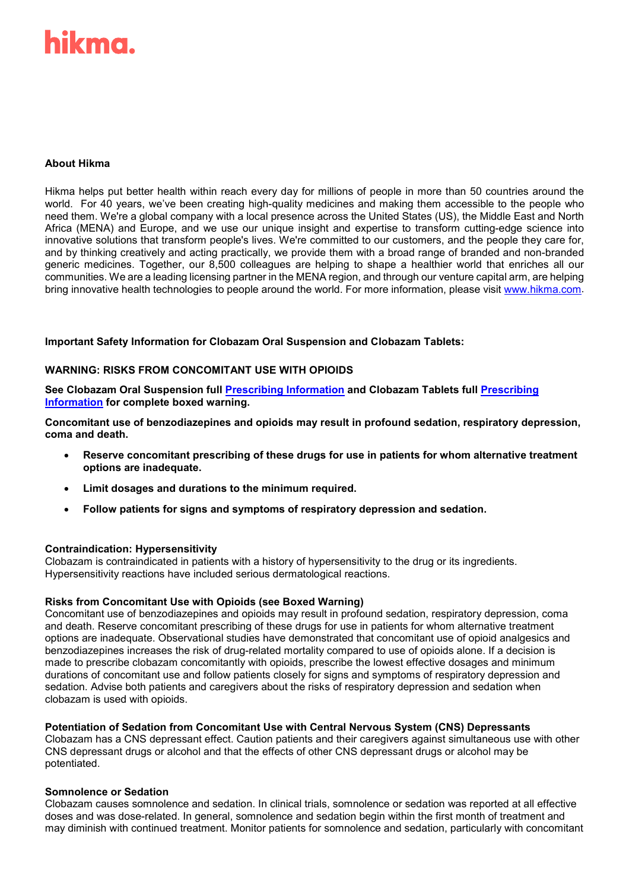**About Hikma**

Hikma helps put better health within reach every day for millions of people in more than 50 countries around the world. For 40 years, we've been creating high-quality medicines and making them accessible to the people who need them. We're a global company with a local presence across the United States (US), the Middle East and North Africa (MENA) and Europe, and we use our unique insight and expertise to transform cutting-edge science into innovative solutions that transform people's lives. We're committed to our customers, and the people they care for, and by thinking creatively and acting practically, we provide them with a broad range of branded and non-branded generic medicines. Together, our 8,500 colleagues are helping to shape a healthier world that enriches all our communities. We are a leading licensing partner in the MENA region, and through our venture capital arm, are helping bring innovative health technologies to people around the world. For more information, please visit www.hikma.com.

**Important Safety Information for Clobazam Oral Suspension and Clobazam Tablets:**

**WARNING: RISKS FROM CONCOMITANT USE WITH OPIOIDS**

**See Clobazam Oral Suspension full Prescribing Information and Clobazam Tablets full Prescribing Information for complete boxed warning.**

**Concomitant use of benzodiazepines and opioids may result in profound sedation, respiratory depression, coma and death.**

- **Reserve concomitant prescribing of these drugs for use in patients for whom alternative treatment options are inadequate.**
- **Limit dosages and durations to the minimum required.**
- **Follow patients for signs and symptoms of respiratory depression and sedation.**

**Contraindication: Hypersensitivity**
Clobazam is contraindicated in patients with a history of hypersensitivity to the drug or its ingredients. Hypersensitivity reactions have included serious dermatological reactions.

**Risks from Concomitant Use with Opioids (see Boxed Warning)**
Concomitant use of benzodiazepines and opioids may result in profound sedation, respiratory depression, coma and death. Reserve concomitant prescribing of these drugs for use in patients for whom alternative treatment options are inadequate. Observational studies have demonstrated that concomitant use of opioid analgesics and benzodiazepines increases the risk of drug-related mortality compared to use of opioids alone. If a decision is made to prescribe clobazam concomitantly with opioids, prescribe the lowest effective dosages and minimum durations of concomitant use and follow patients closely for signs and symptoms of respiratory depression and sedation. Advise both patients and caregivers about the risks of respiratory depression and sedation when clobazam is used with opioids.

**Potentiation of Sedation from Concomitant Use with Central Nervous System (CNS) Depressants**
Clobazam has a CNS depressant effect. Caution patients and their caregivers against simultaneous use with other CNS depressant drugs or alcohol and that the effects of other CNS depressant drugs or alcohol may be potentiated.

**Somnolence or Sedation**
Clobazam causes somnolence and sedation. In clinical trials, somnolence or sedation was reported at all effective doses and was dose-related. In general, somnolence and sedation begin within the first month of treatment and may diminish with continued treatment. Monitor patients for somnolence and sedation, particularly with concomitant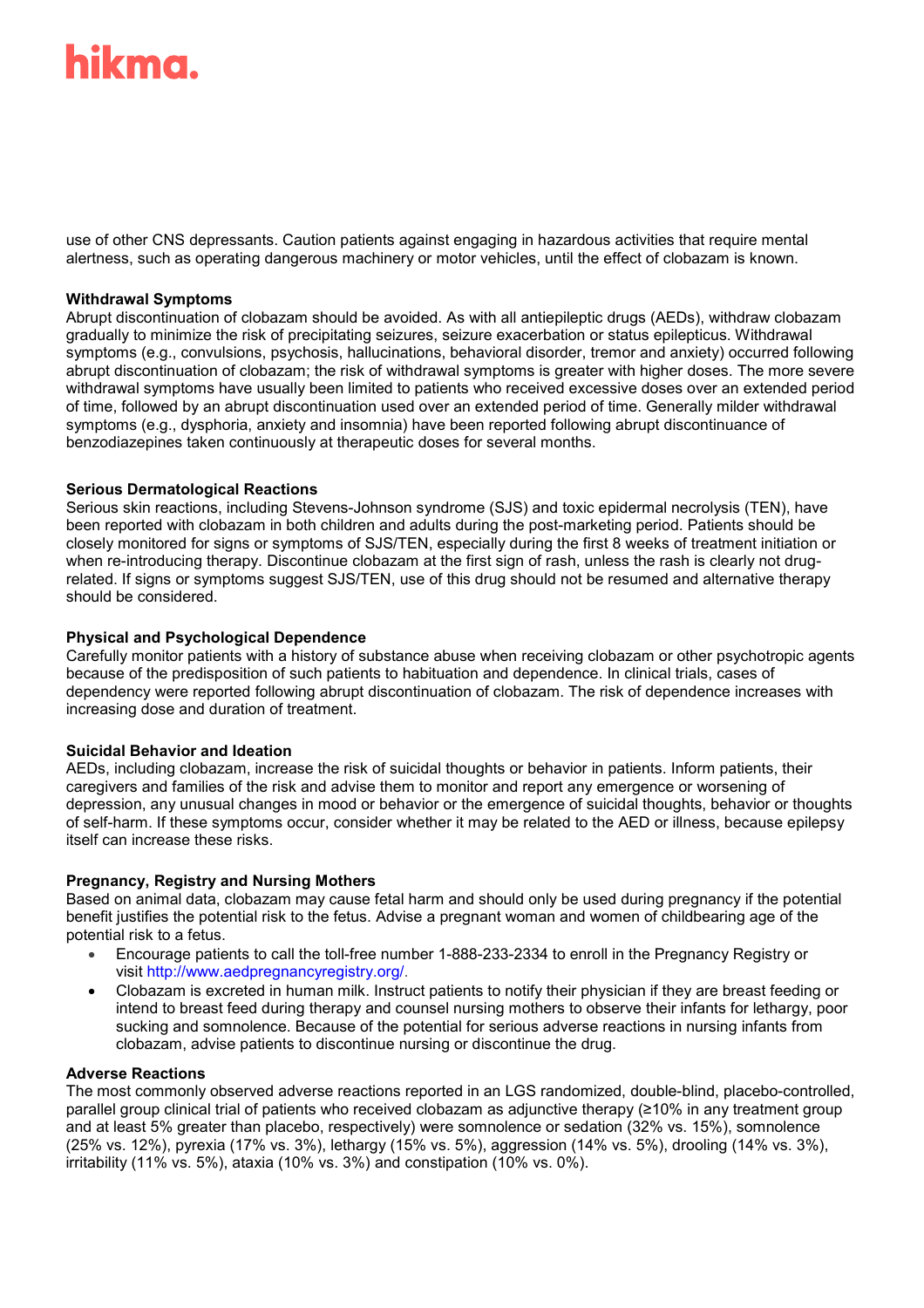use of other CNS depressants. Caution patients against engaging in hazardous activities that require mental alertness, such as operating dangerous machinery or motor vehicles, until the effect of clobazam is known.

**Withdrawal Symptoms**
Abrupt discontinuation of clobazam should be avoided. As with all antiepileptic drugs (AEDs), withdraw clobazam gradually to minimize the risk of precipitating seizures, seizure exacerbation or status epilepticus. Withdrawal symptoms (e.g., convulsions, psychosis, hallucinations, behavioral disorder, tremor and anxiety) occurred following abrupt discontinuation of clobazam; the risk of withdrawal symptoms is greater with higher doses. The more severe withdrawal symptoms have usually been limited to patients who received excessive doses over an extended period of time, followed by an abrupt discontinuation used over an extended period of time. Generally milder withdrawal symptoms (e.g., dysphoria, anxiety and insomnia) have been reported following abrupt discontinuance of benzodiazepines taken continuously at therapeutic doses for several months.

**Serious Dermatological Reactions**
Serious skin reactions, including Stevens-Johnson syndrome (SJS) and toxic epidermal necrolysis (TEN), have been reported with clobazam in both children and adults during the post-marketing period. Patients should be closely monitored for signs or symptoms of SJS/TEN, especially during the first 8 weeks of treatment initiation or when re-introducing therapy. Discontinue clobazam at the first sign of rash, unless the rash is clearly not drug-related. If signs or symptoms suggest SJS/TEN, use of this drug should not be resumed and alternative therapy should be considered.

**Physical and Psychological Dependence**
Carefully monitor patients with a history of substance abuse when receiving clobazam or other psychotropic agents because of the predisposition of such patients to habituation and dependence. In clinical trials, cases of dependency were reported following abrupt discontinuation of clobazam. The risk of dependence increases with increasing dose and duration of treatment.

**Suicidal Behavior and Ideation**
AEDs, including clobazam, increase the risk of suicidal thoughts or behavior in patients. Inform patients, their caregivers and families of the risk and advise them to monitor and report any emergence or worsening of depression, any unusual changes in mood or behavior or the emergence of suicidal thoughts, behavior or thoughts of self-harm. If these symptoms occur, consider whether it may be related to the AED or illness, because epilepsy itself can increase these risks.

**Pregnancy, Registry and Nursing Mothers**
Based on animal data, clobazam may cause fetal harm and should only be used during pregnancy if the potential benefit justifies the potential risk to the fetus. Advise a pregnant woman and women of childbearing age of the potential risk to a fetus.

- Encourage patients to call the toll-free number 1-888-233-2334 to enroll in the Pregnancy Registry or visit http://www.aedpregnancyregistry.org/.
- Clobazam is excreted in human milk. Instruct patients to notify their physician if they are breast feeding or intend to breast feed during therapy and counsel nursing mothers to observe their infants for lethargy, poor sucking and somnolence. Because of the potential for serious adverse reactions in nursing infants from clobazam, advise patients to discontinue nursing or discontinue the drug.

**Adverse Reactions**
The most commonly observed adverse reactions reported in an LGS randomized, double-blind, placebo-controlled, parallel group clinical trial of patients who received clobazam as adjunctive therapy (≥10% in any treatment group and at least 5% greater than placebo, respectively) were somnolence or sedation (32% vs. 15%), somnolence (25% vs. 12%), pyrexia (17% vs. 3%), lethargy (15% vs. 5%), aggression (14% vs. 5%), drooling (14% vs. 3%), irritability (11% vs. 5%), ataxia (10% vs. 3%) and constipation (10% vs. 0%).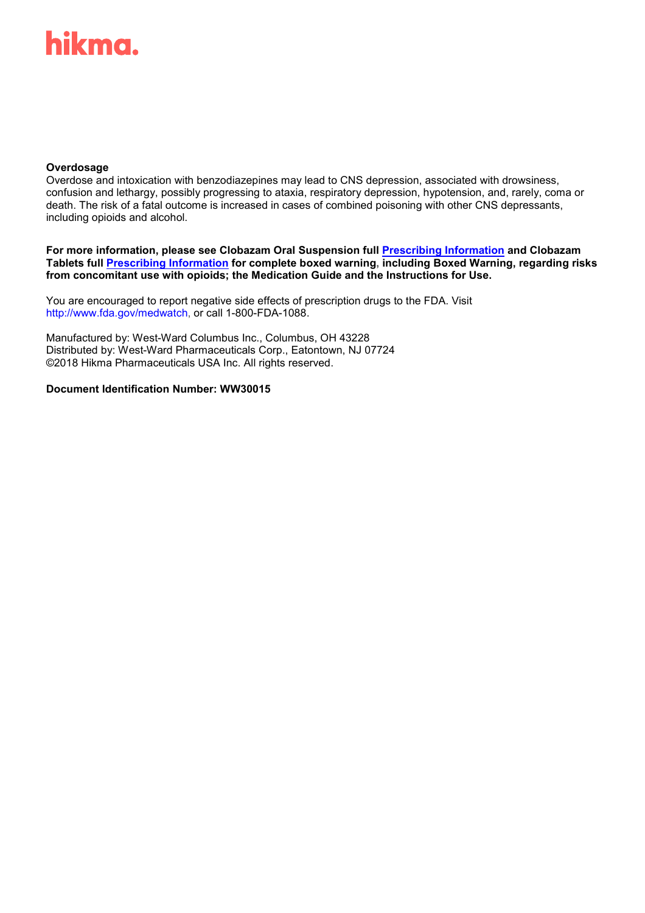hikma.

**Overdosage**

Overdose and intoxication with benzodiazepines may lead to CNS depression, associated with drowsiness, confusion and lethargy, possibly progressing to ataxia, respiratory depression, hypotension, and, rarely, coma or death. The risk of a fatal outcome is increased in cases of combined poisoning with other CNS depressants, including opioids and alcohol.

**For more information, please see Clobazam Oral Suspension full Prescribing Information and Clobazam Tablets full Prescribing Information for complete boxed warning, including Boxed Warning, regarding risks from concomitant use with opioids; the Medication Guide and the Instructions for Use.**

You are encouraged to report negative side effects of prescription drugs to the FDA. Visit http://www.fda.gov/medwatch, or call 1-800-FDA-1088.

Manufactured by: West-Ward Columbus Inc., Columbus, OH 43228
Distributed by: West-Ward Pharmaceuticals Corp., Eatontown, NJ 07724
©2018 Hikma Pharmaceuticals USA Inc. All rights reserved.

**Document Identification Number: WW30015**